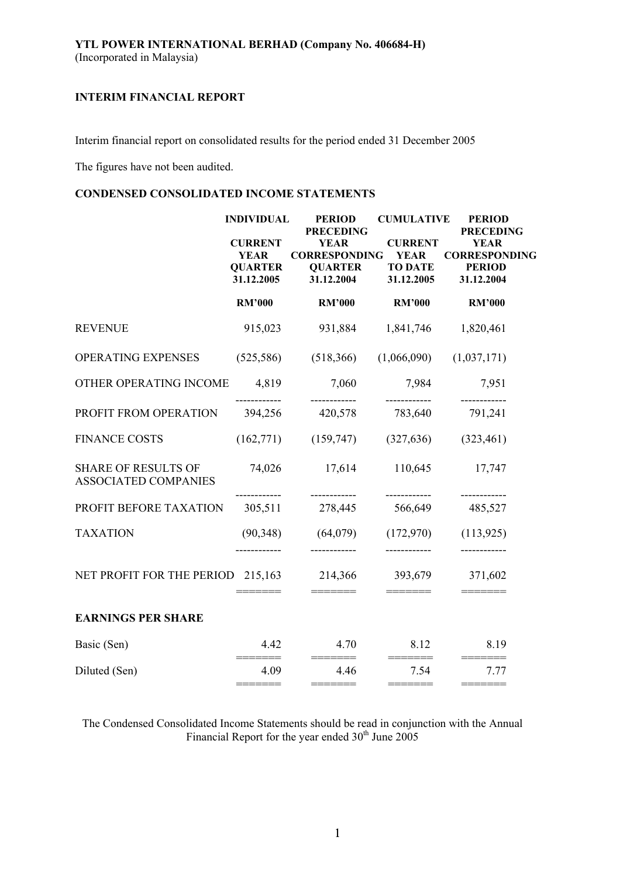**YTL POWER INTERNATIONAL BERHAD (Company No. 406684-H)**
(Incorporated in Malaysia)

**INTERIM FINANCIAL REPORT**

Interim financial report on consolidated results for the period ended 31 December 2005

The figures have not been audited.

**CONDENSED CONSOLIDATED INCOME STATEMENTS**

| | INDIVIDUAL | PERIOD | CUMULATIVE | PERIOD |
|---|---|---|---|---|
| | CURRENT YEAR QUARTER 31.12.2005 | PRECEDING YEAR CORRESPONDING QUARTER 31.12.2004 | CURRENT YEAR TO DATE 31.12.2005 | PRECEDING YEAR CORRESPONDING PERIOD 31.12.2004 |
| | RM'000 | RM'000 | RM'000 | RM'000 |
| REVENUE | 915,023 | 931,884 | 1,841,746 | 1,820,461 |
| OPERATING EXPENSES | (525,586) | (518,366) | (1,066,090) | (1,037,171) |
| OTHER OPERATING INCOME | 4,819 | 7,060 | 7,984 | 7,951 |
| PROFIT FROM OPERATION | 394,256 | 420,578 | 783,640 | 791,241 |
| FINANCE COSTS | (162,771) | (159,747) | (327,636) | (323,461) |
| SHARE OF RESULTS OF ASSOCIATED COMPANIES | 74,026 | 17,614 | 110,645 | 17,747 |
| PROFIT BEFORE TAXATION | 305,511 | 278,445 | 566,649 | 485,527 |
| TAXATION | (90,348) | (64,079) | (172,970) | (113,925) |
| NET PROFIT FOR THE PERIOD | 215,163 | 214,366 | 393,679 | 371,602 |
| **EARNINGS PER SHARE** | | | | |
| Basic (Sen) | 4.42 | 4.70 | 8.12 | 8.19 |
| Diluted (Sen) | 4.09 | 4.46 | 7.54 | 7.77 |

The Condensed Consolidated Income Statements should be read in conjunction with the Annual Financial Report for the year ended 30th June 2005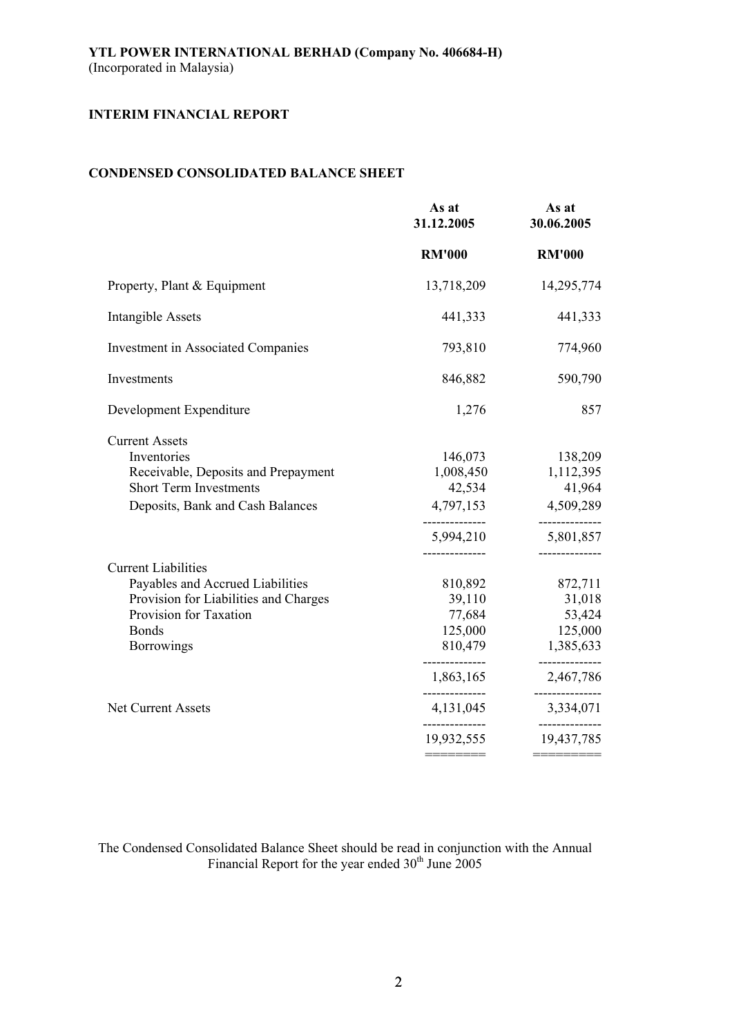**YTL POWER INTERNATIONAL BERHAD (Company No. 406684-H)**
(Incorporated in Malaysia)

**INTERIM FINANCIAL REPORT**

**CONDENSED CONSOLIDATED BALANCE SHEET**

| | As at 31.12.2005 | As at 30.06.2005 |
|---|---|---|
| | RM'000 | RM'000 |
| Property, Plant & Equipment | 13,718,209 | 14,295,774 |
| Intangible Assets | 441,333 | 441,333 |
| Investment in Associated Companies | 793,810 | 774,960 |
| Investments | 846,882 | 590,790 |
| Development Expenditure | 1,276 | 857 |
| Current Assets | | |
| Inventories | 146,073 | 138,209 |
| Receivable, Deposits and Prepayment | 1,008,450 | 1,112,395 |
| Short Term Investments | 42,534 | 41,964 |
| Deposits, Bank and Cash Balances | 4,797,153 | 4,509,289 |
| | 5,994,210 | 5,801,857 |
| Current Liabilities | | |
| Payables and Accrued Liabilities | 810,892 | 872,711 |
| Provision for Liabilities and Charges | 39,110 | 31,018 |
| Provision for Taxation | 77,684 | 53,424 |
| Bonds | 125,000 | 125,000 |
| Borrowings | 810,479 | 1,385,633 |
| | 1,863,165 | 2,467,786 |
| Net Current Assets | 4,131,045 | 3,334,071 |
| | 19,932,555 | 19,437,785 |

The Condensed Consolidated Balance Sheet should be read in conjunction with the Annual Financial Report for the year ended 30th June 2005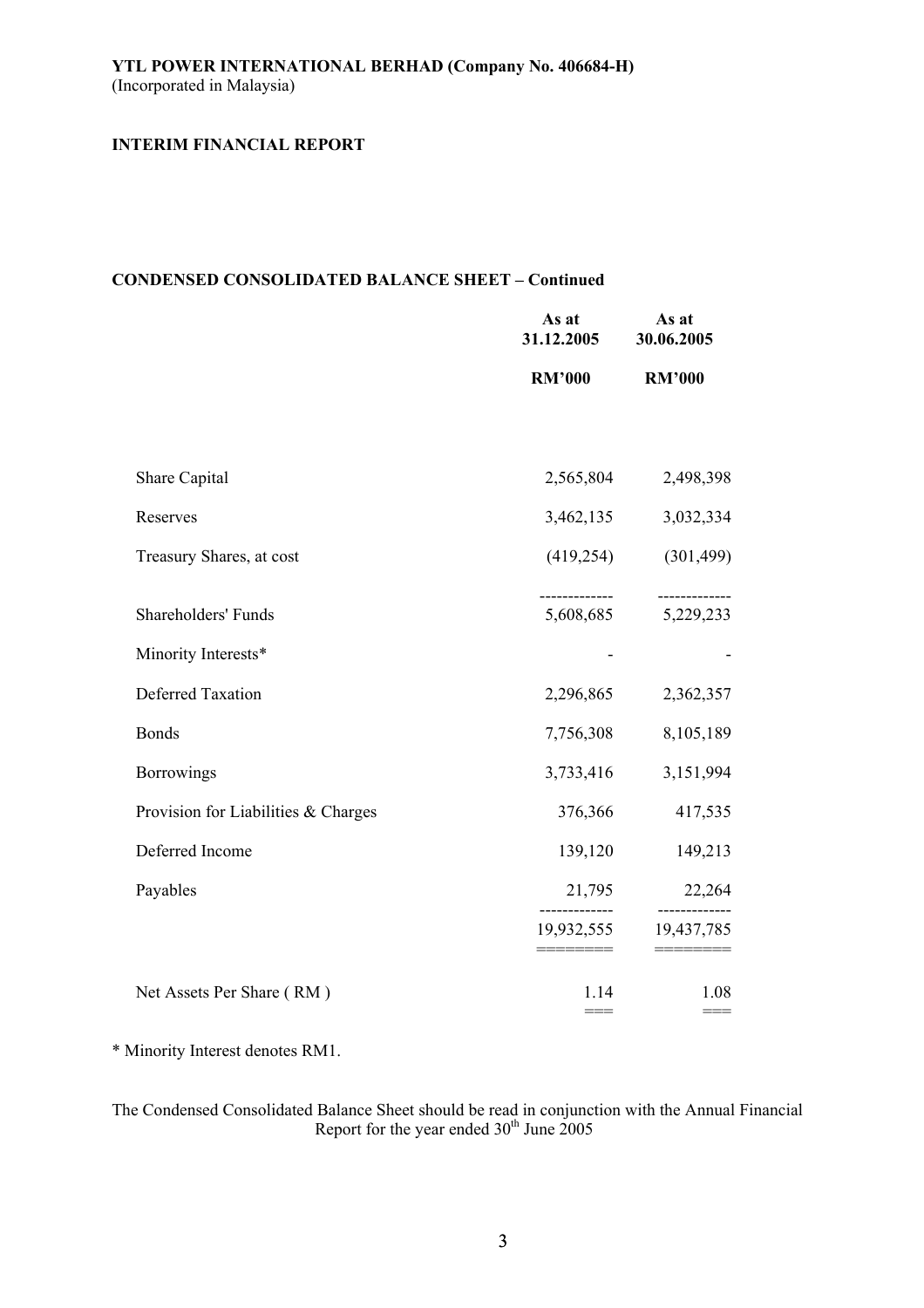**YTL POWER INTERNATIONAL BERHAD (Company No. 406684-H)**
(Incorporated in Malaysia)

**INTERIM FINANCIAL REPORT**

## CONDENSED CONSOLIDATED BALANCE SHEET – Continued

| | As at 31.12.2005 RM'000 | As at 30.06.2005 RM'000 |
|---|---|---|
| Share Capital | 2,565,804 | 2,498,398 |
| Reserves | 3,462,135 | 3,032,334 |
| Treasury Shares, at cost | (419,254) | (301,499) |
| Shareholders' Funds | 5,608,685 | 5,229,233 |
| Minority Interests* | - | - |
| Deferred Taxation | 2,296,865 | 2,362,357 |
| Bonds | 7,756,308 | 8,105,189 |
| Borrowings | 3,733,416 | 3,151,994 |
| Provision for Liabilities & Charges | 376,366 | 417,535 |
| Deferred Income | 139,120 | 149,213 |
| Payables | 21,795 | 22,264 |
| | 19,932,555 | 19,437,785 |
| Net Assets Per Share ( RM ) | 1.14 | 1.08 |

\* Minority Interest denotes RM1.

The Condensed Consolidated Balance Sheet should be read in conjunction with the Annual Financial Report for the year ended 30th June 2005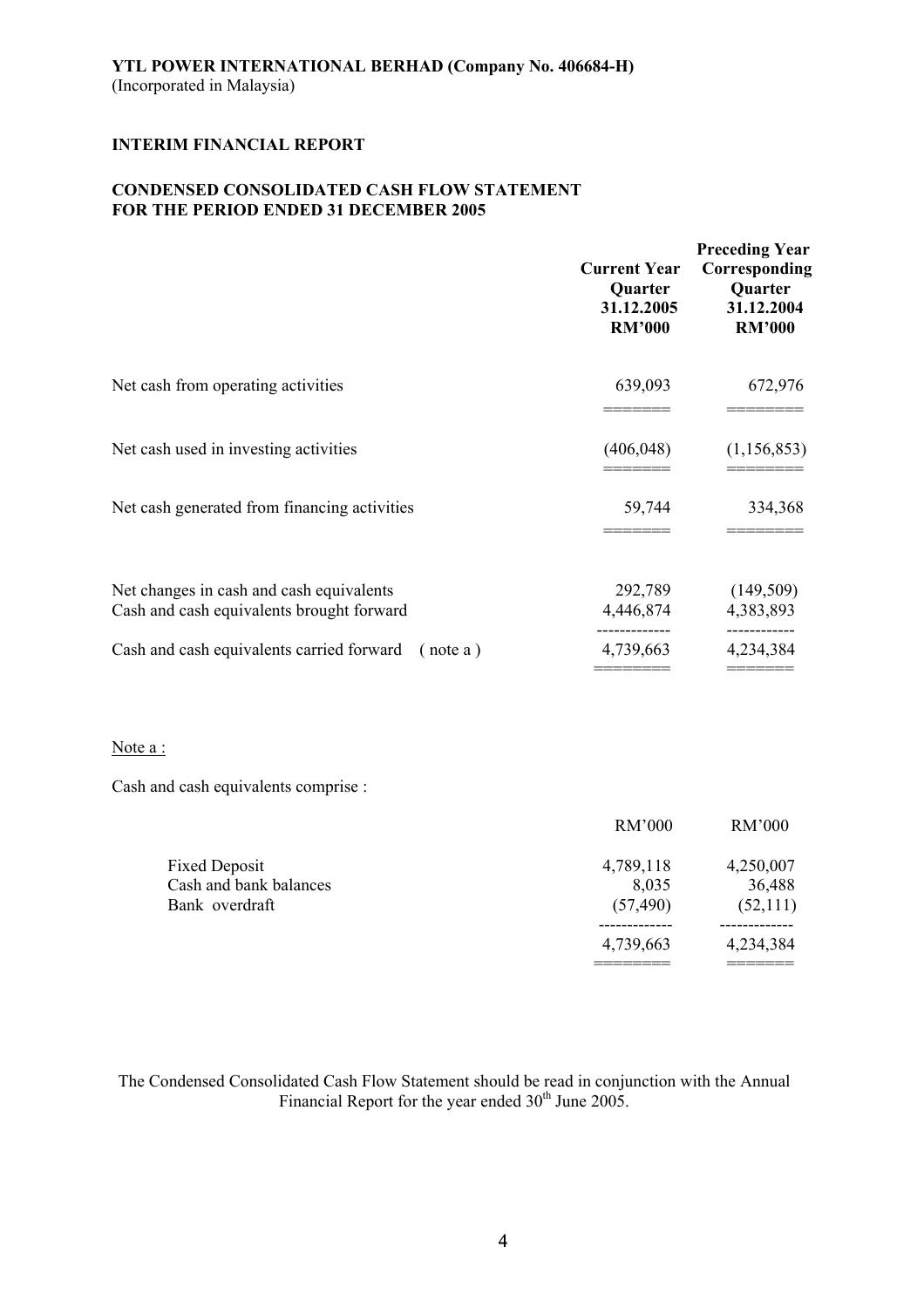**YTL POWER INTERNATIONAL BERHAD (Company No. 406684-H)**
(Incorporated in Malaysia)

**INTERIM FINANCIAL REPORT**

**CONDENSED CONSOLIDATED CASH FLOW STATEMENT FOR THE PERIOD ENDED 31 DECEMBER 2005**

| | Current Year Quarter 31.12.2005 RM'000 | Preceding Year Corresponding Quarter 31.12.2004 RM'000 |
|---|---|---|
| Net cash from operating activities | 639,093 | 672,976 |
| Net cash used in investing activities | (406,048) | (1,156,853) |
| Net cash generated from financing activities | 59,744 | 334,368 |
| Net changes in cash and cash equivalents | 292,789 | (149,509) |
| Cash and cash equivalents brought forward | 4,446,874 | 4,383,893 |
| Cash and cash equivalents carried forward ( note a ) | 4,739,663 | 4,234,384 |

Note a :

Cash and cash equivalents comprise :

| | RM'000 | RM'000 |
|---|---|---|
| Fixed Deposit | 4,789,118 | 4,250,007 |
| Cash and bank balances | 8,035 | 36,488 |
| Bank overdraft | (57,490) | (52,111) |
| | 4,739,663 | 4,234,384 |

The Condensed Consolidated Cash Flow Statement should be read in conjunction with the Annual Financial Report for the year ended 30th June 2005.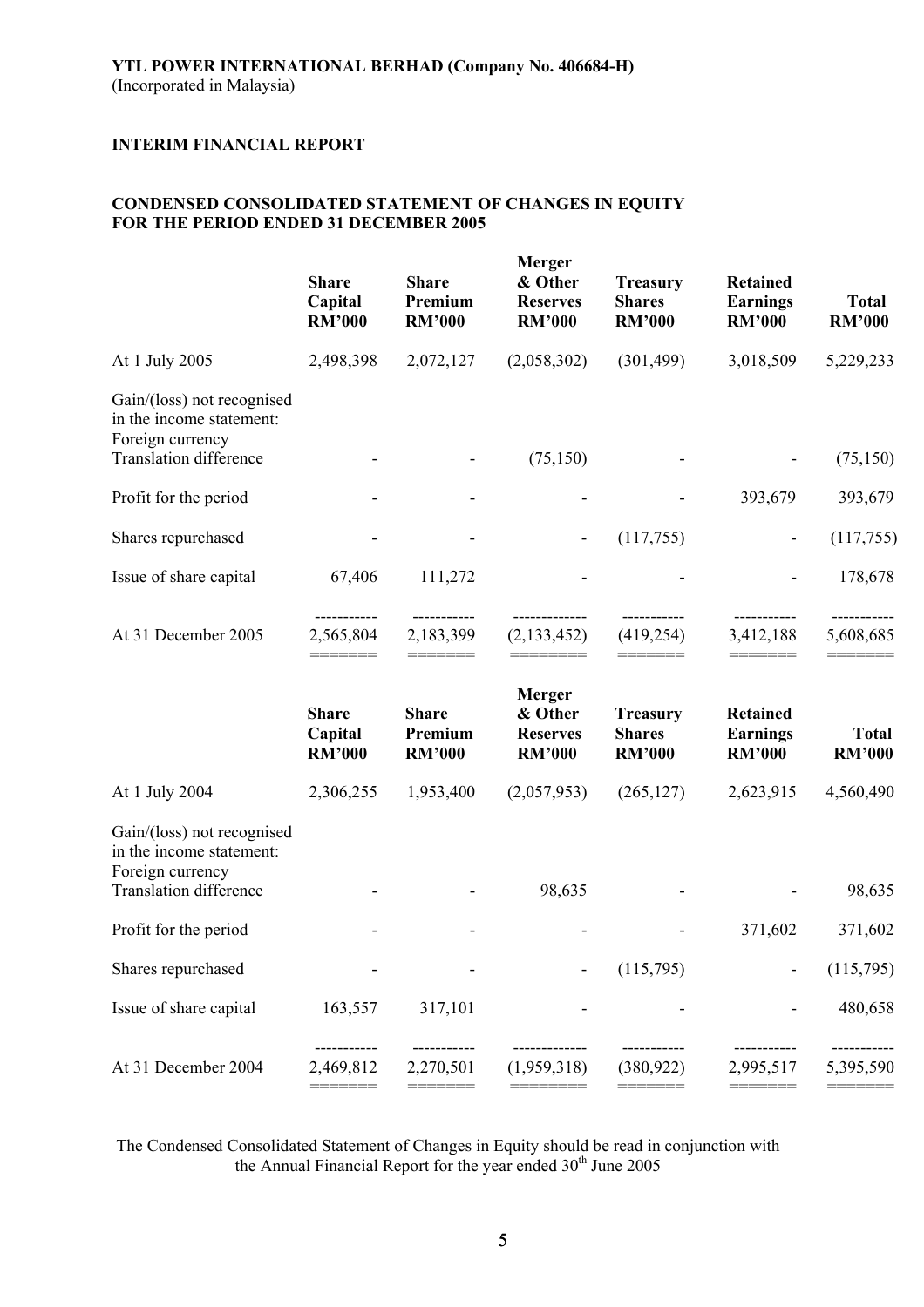**YTL POWER INTERNATIONAL BERHAD (Company No. 406684-H)**
(Incorporated in Malaysia)

**INTERIM FINANCIAL REPORT**

**CONDENSED CONSOLIDATED STATEMENT OF CHANGES IN EQUITY FOR THE PERIOD ENDED 31 DECEMBER 2005**

| | Share Capital RM'000 | Share Premium RM'000 | Merger & Other Reserves RM'000 | Treasury Shares RM'000 | Retained Earnings RM'000 | Total RM'000 |
|---|---|---|---|---|---|---|
| At 1 July 2005 | 2,498,398 | 2,072,127 | (2,058,302) | (301,499) | 3,018,509 | 5,229,233 |
| Gain/(loss) not recognised in the income statement: | | | | | | |
| Foreign currency Translation difference | - | - | (75,150) | - | - | (75,150) |
| Profit for the period | - | - | - | - | 393,679 | 393,679 |
| Shares repurchased | - | - | - | (117,755) | - | (117,755) |
| Issue of share capital | 67,406 | 111,272 | - | - | - | 178,678 |
| At 31 December 2005 | 2,565,804 | 2,183,399 | (2,133,452) | (419,254) | 3,412,188 | 5,608,685 |

| | Share Capital RM'000 | Share Premium RM'000 | Merger & Other Reserves RM'000 | Treasury Shares RM'000 | Retained Earnings RM'000 | Total RM'000 |
|---|---|---|---|---|---|---|
| At 1 July 2004 | 2,306,255 | 1,953,400 | (2,057,953) | (265,127) | 2,623,915 | 4,560,490 |
| Gain/(loss) not recognised in the income statement: | | | | | | |
| Foreign currency Translation difference | - | - | 98,635 | - | - | 98,635 |
| Profit for the period | - | - | - | - | 371,602 | 371,602 |
| Shares repurchased | - | - | - | (115,795) | - | (115,795) |
| Issue of share capital | 163,557 | 317,101 | - | - | - | 480,658 |
| At 31 December 2004 | 2,469,812 | 2,270,501 | (1,959,318) | (380,922) | 2,995,517 | 5,395,590 |

The Condensed Consolidated Statement of Changes in Equity should be read in conjunction with the Annual Financial Report for the year ended 30th June 2005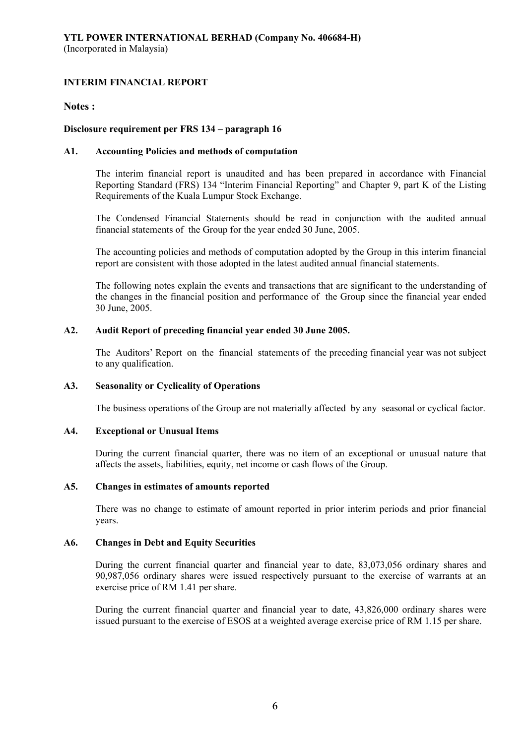**YTL POWER INTERNATIONAL BERHAD (Company No. 406684-H)**
(Incorporated in Malaysia)

**INTERIM FINANCIAL REPORT**

**Notes :**

**Disclosure requirement per FRS 134 – paragraph 16**

**A1. Accounting Policies and methods of computation**

The interim financial report is unaudited and has been prepared in accordance with Financial Reporting Standard (FRS) 134 "Interim Financial Reporting" and Chapter 9, part K of the Listing Requirements of the Kuala Lumpur Stock Exchange.

The Condensed Financial Statements should be read in conjunction with the audited annual financial statements of the Group for the year ended 30 June, 2005.

The accounting policies and methods of computation adopted by the Group in this interim financial report are consistent with those adopted in the latest audited annual financial statements.

The following notes explain the events and transactions that are significant to the understanding of the changes in the financial position and performance of the Group since the financial year ended 30 June, 2005.

**A2. Audit Report of preceding financial year ended 30 June 2005.**

The Auditors' Report on the financial statements of the preceding financial year was not subject to any qualification.

**A3. Seasonality or Cyclicality of Operations**

The business operations of the Group are not materially affected by any seasonal or cyclical factor.

**A4. Exceptional or Unusual Items**

During the current financial quarter, there was no item of an exceptional or unusual nature that affects the assets, liabilities, equity, net income or cash flows of the Group.

**A5. Changes in estimates of amounts reported**

There was no change to estimate of amount reported in prior interim periods and prior financial years.

**A6. Changes in Debt and Equity Securities**

During the current financial quarter and financial year to date, 83,073,056 ordinary shares and 90,987,056 ordinary shares were issued respectively pursuant to the exercise of warrants at an exercise price of RM 1.41 per share.

During the current financial quarter and financial year to date, 43,826,000 ordinary shares were issued pursuant to the exercise of ESOS at a weighted average exercise price of RM 1.15 per share.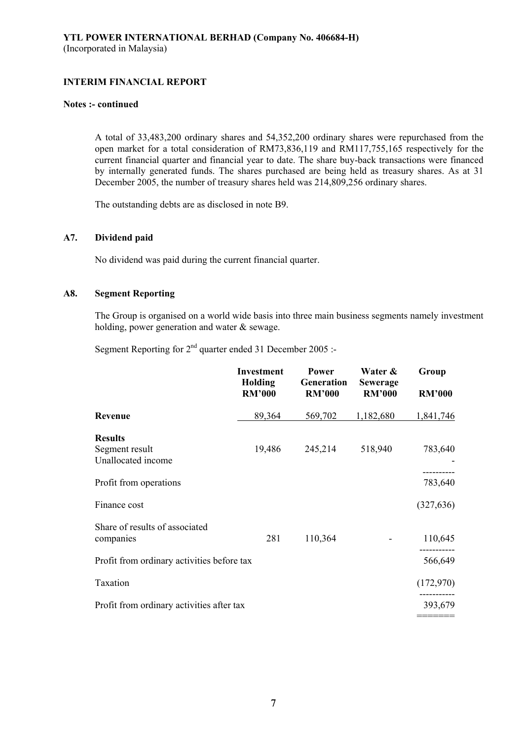**YTL POWER INTERNATIONAL BERHAD (Company No. 406684-H)**
(Incorporated in Malaysia)

**INTERIM FINANCIAL REPORT**

**Notes :- continued**

A total of 33,483,200 ordinary shares and 54,352,200 ordinary shares were repurchased from the open market for a total consideration of RM73,836,119 and RM117,755,165 respectively for the current financial quarter and financial year to date. The share buy-back transactions were financed by internally generated funds. The shares purchased are being held as treasury shares. As at 31 December 2005, the number of treasury shares held was 214,809,256 ordinary shares.

The outstanding debts are as disclosed in note B9.

## A7. Dividend paid

No dividend was paid during the current financial quarter.

## A8. Segment Reporting

The Group is organised on a world wide basis into three main business segments namely investment holding, power generation and water & sewage.

Segment Reporting for 2nd quarter ended 31 December 2005 :-

| | Investment Holding RM'000 | Power Generation RM'000 | Water & Sewerage RM'000 | Group RM'000 |
|---|---|---|---|---|
| **Revenue** | 89,364 | 569,702 | 1,182,680 | 1,841,746 |
| **Results** | | | | |
| Segment result | 19,486 | 245,214 | 518,940 | 783,640 |
| Unallocated income | | | | - |
| Profit from operations | | | | 783,640 |
| Finance cost | | | | (327,636) |
| Share of results of associated companies | 281 | 110,364 | - | 110,645 |
| Profit from ordinary activities before tax | | | | 566,649 |
| Taxation | | | | (172,970) |
| Profit from ordinary activities after tax | | | | 393,679 |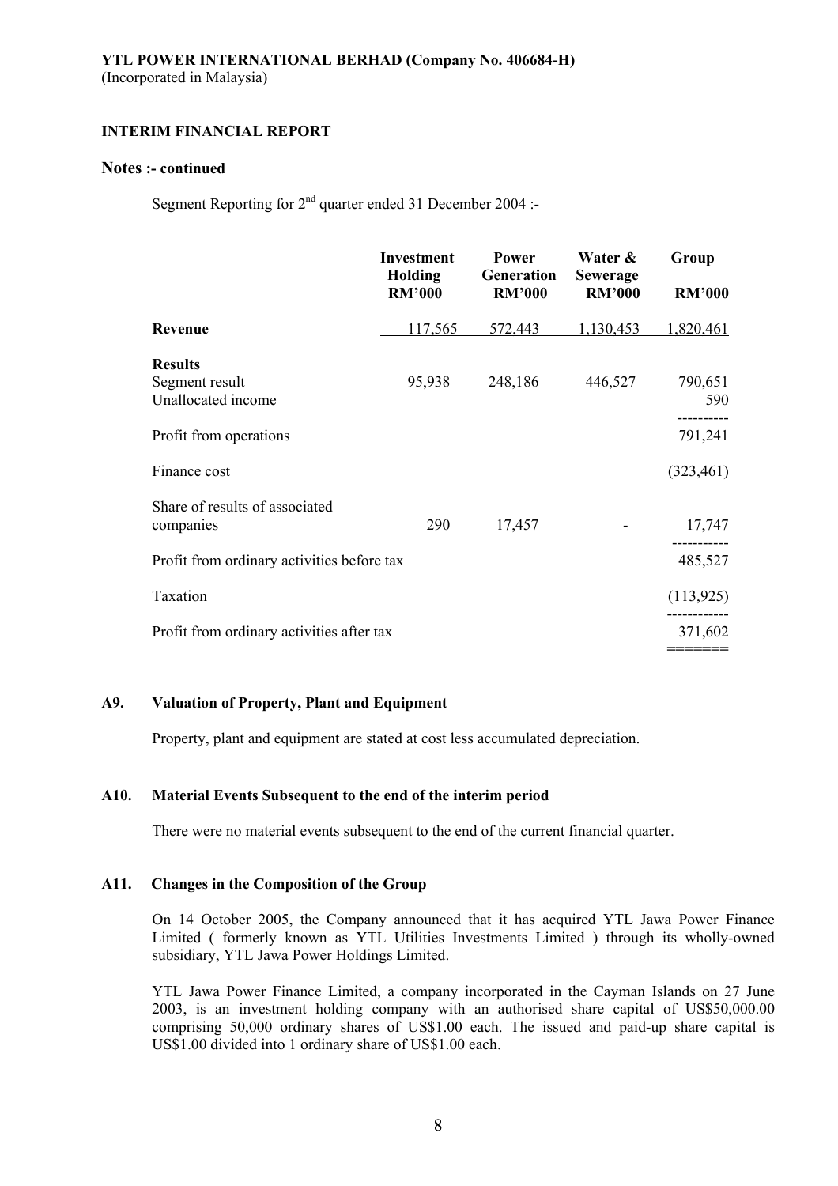**YTL POWER INTERNATIONAL BERHAD (Company No. 406684-H)**
(Incorporated in Malaysia)

**INTERIM FINANCIAL REPORT**

**Notes :- continued**

Segment Reporting for 2nd quarter ended 31 December 2004 :-

| | Investment Holding RM'000 | Power Generation RM'000 | Water & Sewerage RM'000 | Group RM'000 |
|---|---|---|---|---|
| **Revenue** | 117,565 | 572,443 | 1,130,453 | 1,820,461 |
| **Results** | | | | |
| Segment result | 95,938 | 248,186 | 446,527 | 790,651 |
| Unallocated income | | | | 590 |
| Profit from operations | | | | 791,241 |
| Finance cost | | | | (323,461) |
| Share of results of associated companies | 290 | 17,457 | - | 17,747 |
| Profit from ordinary activities before tax | | | | 485,527 |
| Taxation | | | | (113,925) |
| Profit from ordinary activities after tax | | | | 371,602 |

**A9. Valuation of Property, Plant and Equipment**

Property, plant and equipment are stated at cost less accumulated depreciation.

**A10. Material Events Subsequent to the end of the interim period**

There were no material events subsequent to the end of the current financial quarter.

**A11. Changes in the Composition of the Group**

On 14 October 2005, the Company announced that it has acquired YTL Jawa Power Finance Limited ( formerly known as YTL Utilities Investments Limited ) through its wholly-owned subsidiary, YTL Jawa Power Holdings Limited.

YTL Jawa Power Finance Limited, a company incorporated in the Cayman Islands on 27 June 2003, is an investment holding company with an authorised share capital of US$50,000.00 comprising 50,000 ordinary shares of US$1.00 each. The issued and paid-up share capital is US$1.00 divided into 1 ordinary share of US$1.00 each.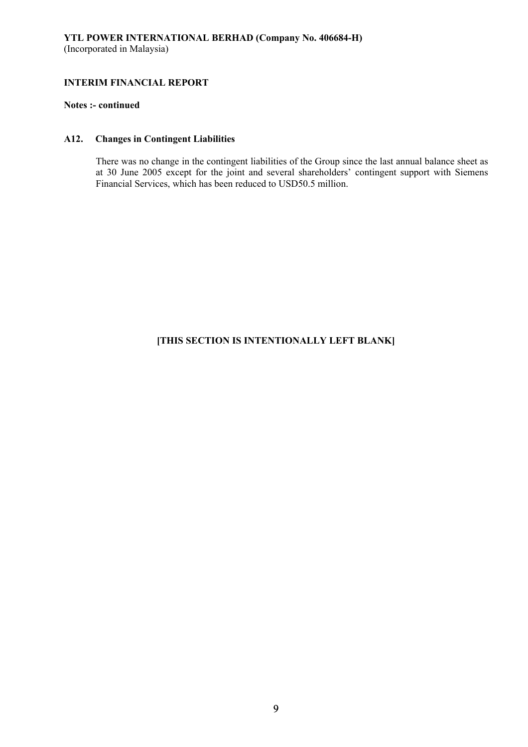**YTL POWER INTERNATIONAL BERHAD (Company No. 406684-H)**
(Incorporated in Malaysia)

**INTERIM FINANCIAL REPORT**

**Notes :- continued**

## A12. Changes in Contingent Liabilities

There was no change in the contingent liabilities of the Group since the last annual balance sheet as at 30 June 2005 except for the joint and several shareholders' contingent support with Siemens Financial Services, which has been reduced to USD50.5 million.

**[THIS SECTION IS INTENTIONALLY LEFT BLANK]**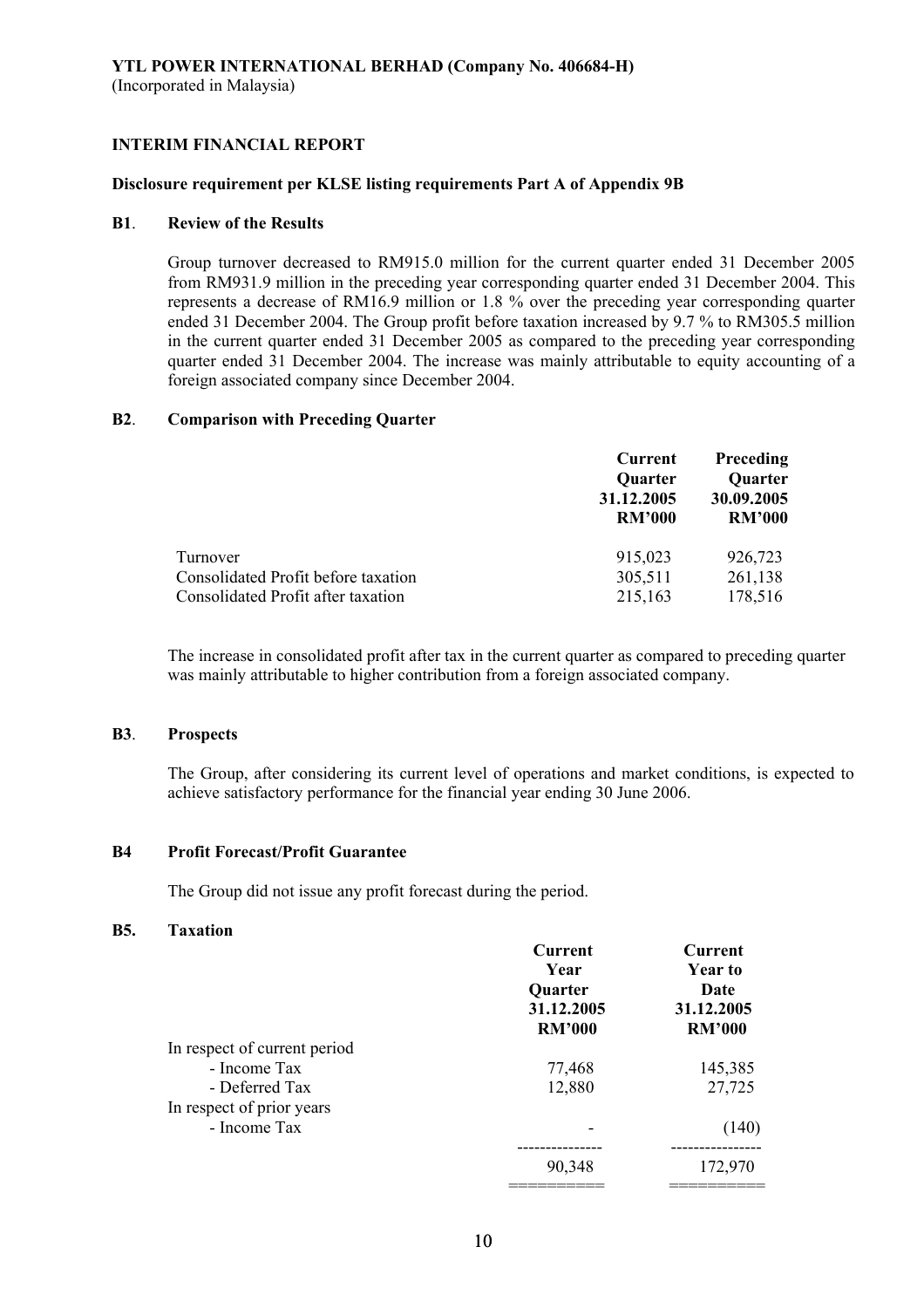**YTL POWER INTERNATIONAL BERHAD (Company No. 406684-H)**
(Incorporated in Malaysia)

**INTERIM FINANCIAL REPORT**

**Disclosure requirement per KLSE listing requirements Part A of Appendix 9B**

**B1. Review of the Results**

Group turnover decreased to RM915.0 million for the current quarter ended 31 December 2005 from RM931.9 million in the preceding year corresponding quarter ended 31 December 2004. This represents a decrease of RM16.9 million or 1.8 % over the preceding year corresponding quarter ended 31 December 2004. The Group profit before taxation increased by 9.7 % to RM305.5 million in the current quarter ended 31 December 2005 as compared to the preceding year corresponding quarter ended 31 December 2004. The increase was mainly attributable to equity accounting of a foreign associated company since December 2004.

**B2. Comparison with Preceding Quarter**

| | Current Quarter 31.12.2005 RM'000 | Preceding Quarter 30.09.2005 RM'000 |
|---|---|---|
| Turnover | 915,023 | 926,723 |
| Consolidated Profit before taxation | 305,511 | 261,138 |
| Consolidated Profit after taxation | 215,163 | 178,516 |

The increase in consolidated profit after tax in the current quarter as compared to preceding quarter was mainly attributable to higher contribution from a foreign associated company.

**B3. Prospects**

The Group, after considering its current level of operations and market conditions, is expected to achieve satisfactory performance for the financial year ending 30 June 2006.

**B4 Profit Forecast/Profit Guarantee**

The Group did not issue any profit forecast during the period.

**B5. Taxation**

| | Current Year Quarter 31.12.2005 RM'000 | Current Year to Date 31.12.2005 RM'000 |
|---|---|---|
| In respect of current period | | |
| - Income Tax | 77,468 | 145,385 |
| - Deferred Tax | 12,880 | 27,725 |
| In respect of prior years | | |
| - Income Tax | - | (140) |
| | 90,348 | 172,970 |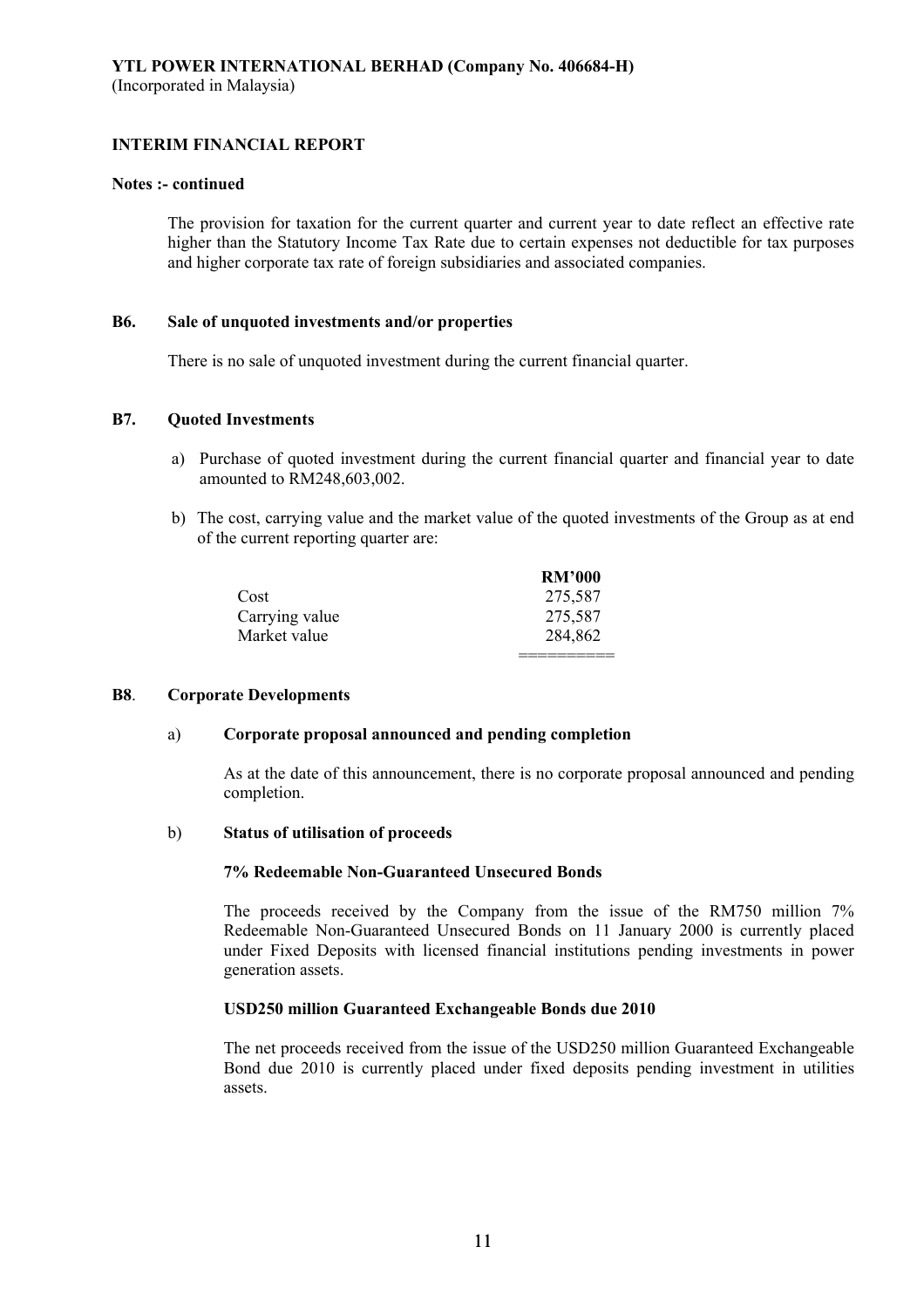**YTL POWER INTERNATIONAL BERHAD (Company No. 406684-H)**
(Incorporated in Malaysia)

**INTERIM FINANCIAL REPORT**

**Notes :- continued**

The provision for taxation for the current quarter and current year to date reflect an effective rate higher than the Statutory Income Tax Rate due to certain expenses not deductible for tax purposes and higher corporate tax rate of foreign subsidiaries and associated companies.

**B6. Sale of unquoted investments and/or properties**

There is no sale of unquoted investment during the current financial quarter.

**B7. Quoted Investments**

a) Purchase of quoted investment during the current financial quarter and financial year to date amounted to RM248,603,002.

b) The cost, carrying value and the market value of the quoted investments of the Group as at end of the current reporting quarter are:

| | RM'000 |
|---|---|
| Cost | 275,587 |
| Carrying value | 275,587 |
| Market value | 284,862 |

**B8. Corporate Developments**

a) **Corporate proposal announced and pending completion**

As at the date of this announcement, there is no corporate proposal announced and pending completion.

b) **Status of utilisation of proceeds**

**7% Redeemable Non-Guaranteed Unsecured Bonds**

The proceeds received by the Company from the issue of the RM750 million 7% Redeemable Non-Guaranteed Unsecured Bonds on 11 January 2000 is currently placed under Fixed Deposits with licensed financial institutions pending investments in power generation assets.

**USD250 million Guaranteed Exchangeable Bonds due 2010**

The net proceeds received from the issue of the USD250 million Guaranteed Exchangeable Bond due 2010 is currently placed under fixed deposits pending investment in utilities assets.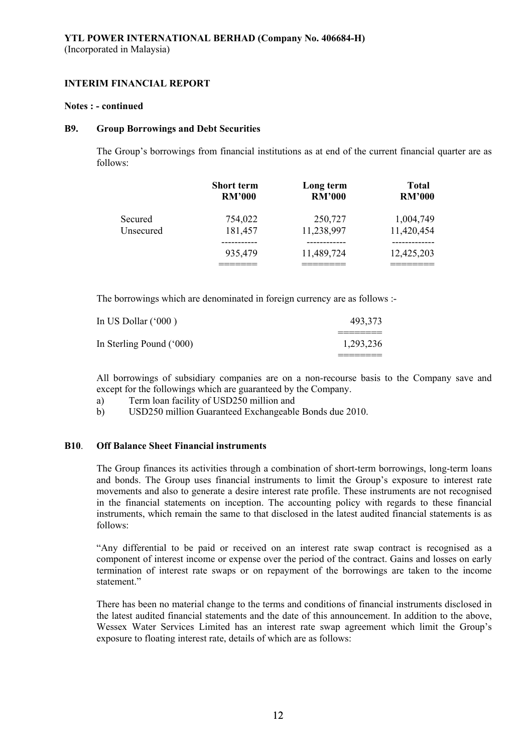**YTL POWER INTERNATIONAL BERHAD (Company No. 406684-H)**
(Incorporated in Malaysia)

**INTERIM FINANCIAL REPORT**

**Notes : - continued**

**B9. Group Borrowings and Debt Securities**

The Group's borrowings from financial institutions as at end of the current financial quarter are as follows:

| | Short term RM'000 | Long term RM'000 | Total RM'000 |
|---|---|---|---|
| Secured | 754,022 | 250,727 | 1,004,749 |
| Unsecured | 181,457 | 11,238,997 | 11,420,454 |
| | 935,479 | 11,489,724 | 12,425,203 |

The borrowings which are denominated in foreign currency are as follows :-

| | |
|---|---|
| In US Dollar ('000 ) | 493,373 |
| In Sterling Pound ('000) | 1,293,236 |

All borrowings of subsidiary companies are on a non-recourse basis to the Company save and except for the followings which are guaranteed by the Company.

a) Term loan facility of USD250 million and
b) USD250 million Guaranteed Exchangeable Bonds due 2010.

**B10. Off Balance Sheet Financial instruments**

The Group finances its activities through a combination of short-term borrowings, long-term loans and bonds. The Group uses financial instruments to limit the Group's exposure to interest rate movements and also to generate a desire interest rate profile. These instruments are not recognised in the financial statements on inception. The accounting policy with regards to these financial instruments, which remain the same to that disclosed in the latest audited financial statements is as follows:

"Any differential to be paid or received on an interest rate swap contract is recognised as a component of interest income or expense over the period of the contract. Gains and losses on early termination of interest rate swaps or on repayment of the borrowings are taken to the income statement."

There has been no material change to the terms and conditions of financial instruments disclosed in the latest audited financial statements and the date of this announcement. In addition to the above, Wessex Water Services Limited has an interest rate swap agreement which limit the Group's exposure to floating interest rate, details of which are as follows: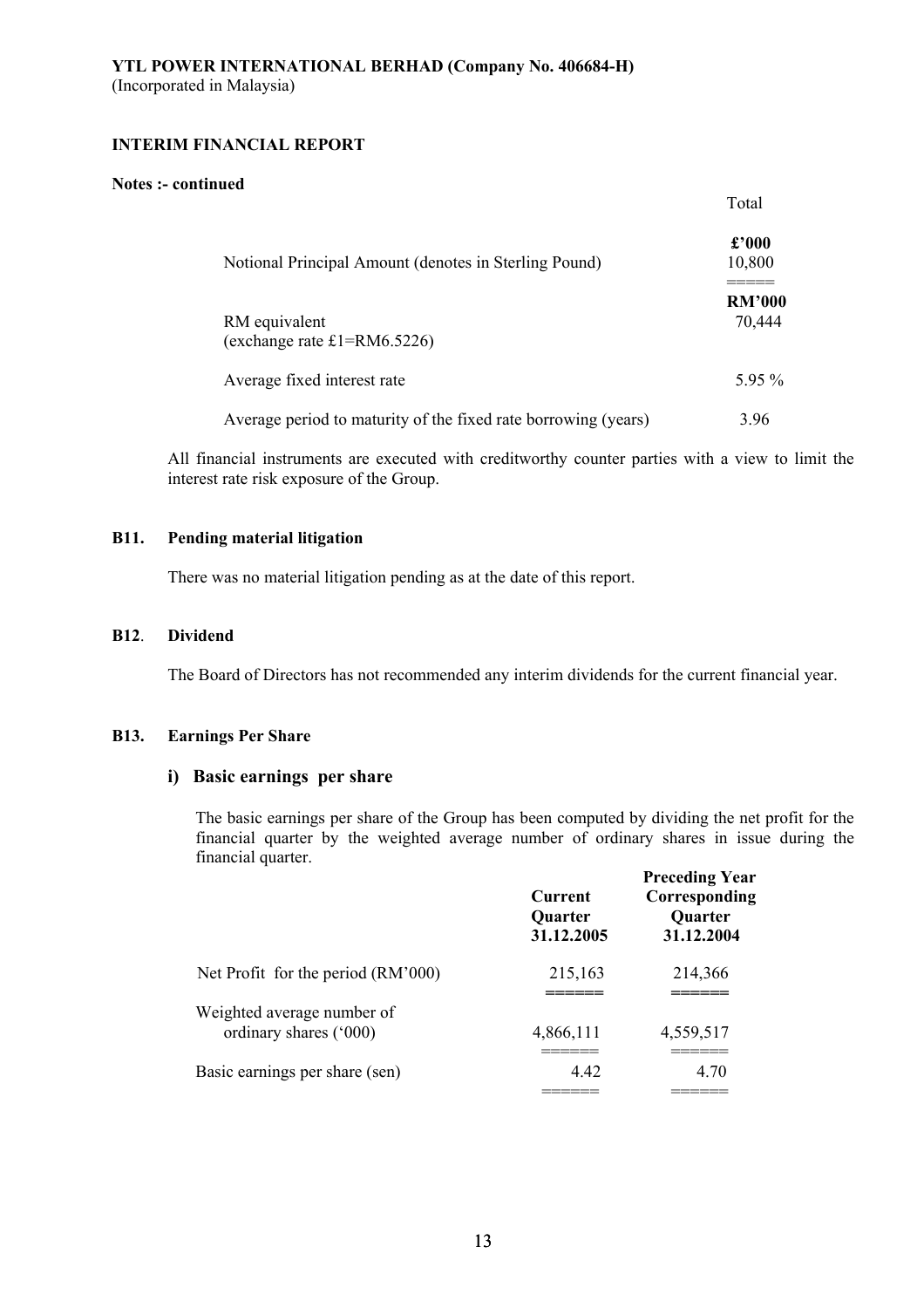**YTL POWER INTERNATIONAL BERHAD (Company No. 406684-H)**
(Incorporated in Malaysia)

**INTERIM FINANCIAL REPORT**

**Notes :- continued**

| | Total |
|---|---|
| | **£'000** |
| Notional Principal Amount (denotes in Sterling Pound) | 10,800 |
| | **RM'000** |
| RM equivalent (exchange rate £1=RM6.5226) | 70,444 |
| Average fixed interest rate | 5.95 % |
| Average period to maturity of the fixed rate borrowing (years) | 3.96 |

All financial instruments are executed with creditworthy counter parties with a view to limit the interest rate risk exposure of the Group.

### B11. Pending material litigation

There was no material litigation pending as at the date of this report.

### B12. Dividend

The Board of Directors has not recommended any interim dividends for the current financial year.

### B13. Earnings Per Share

#### i) Basic earnings per share

The basic earnings per share of the Group has been computed by dividing the net profit for the financial quarter by the weighted average number of ordinary shares in issue during the financial quarter.

| | Current Quarter 31.12.2005 | Preceding Year Corresponding Quarter 31.12.2004 |
|---|---|---|
| Net Profit for the period (RM'000) | 215,163 | 214,366 |
| Weighted average number of ordinary shares ('000) | 4,866,111 | 4,559,517 |
| Basic earnings per share (sen) | 4.42 | 4.70 |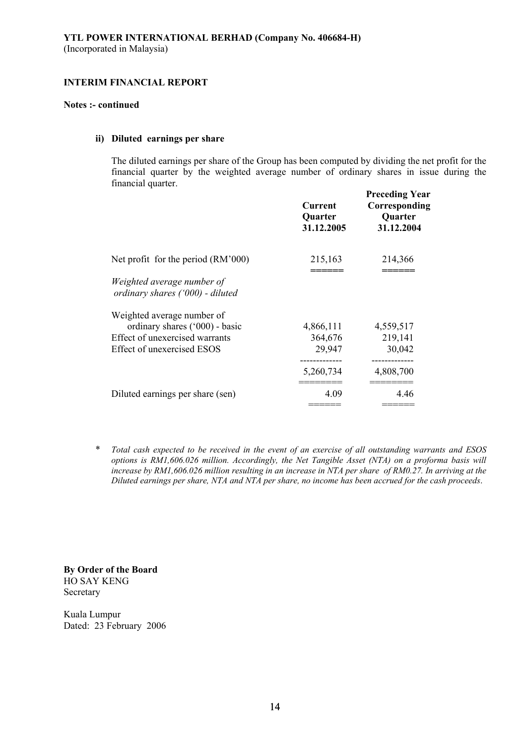**YTL POWER INTERNATIONAL BERHAD (Company No. 406684-H)**
(Incorporated in Malaysia)

**INTERIM FINANCIAL REPORT**

**Notes :- continued**

**ii) Diluted earnings per share**

The diluted earnings per share of the Group has been computed by dividing the net profit for the financial quarter by the weighted average number of ordinary shares in issue during the financial quarter.

| | Current Quarter 31.12.2005 | Preceding Year Corresponding Quarter 31.12.2004 |
|---|---|---|
| Net profit for the period (RM'000) | 215,163 | 214,366 |
| *Weighted average number of ordinary shares ('000) - diluted* | | |
| Weighted average number of ordinary shares ('000) - basic | 4,866,111 | 4,559,517 |
| Effect of unexercised warrants | 364,676 | 219,141 |
| Effect of unexercised ESOS | 29,947 | 30,042 |
| | 5,260,734 | 4,808,700 |
| Diluted earnings per share (sen) | 4.09 | 4.46 |

\* *Total cash expected to be received in the event of an exercise of all outstanding warrants and ESOS options is RM1,606.026 million. Accordingly, the Net Tangible Asset (NTA) on a proforma basis will increase by RM1,606.026 million resulting in an increase in NTA per share of RM0.27. In arriving at the Diluted earnings per share, NTA and NTA per share, no income has been accrued for the cash proceeds.*

**By Order of the Board**
HO SAY KENG
Secretary

Kuala Lumpur
Dated: 23 February 2006